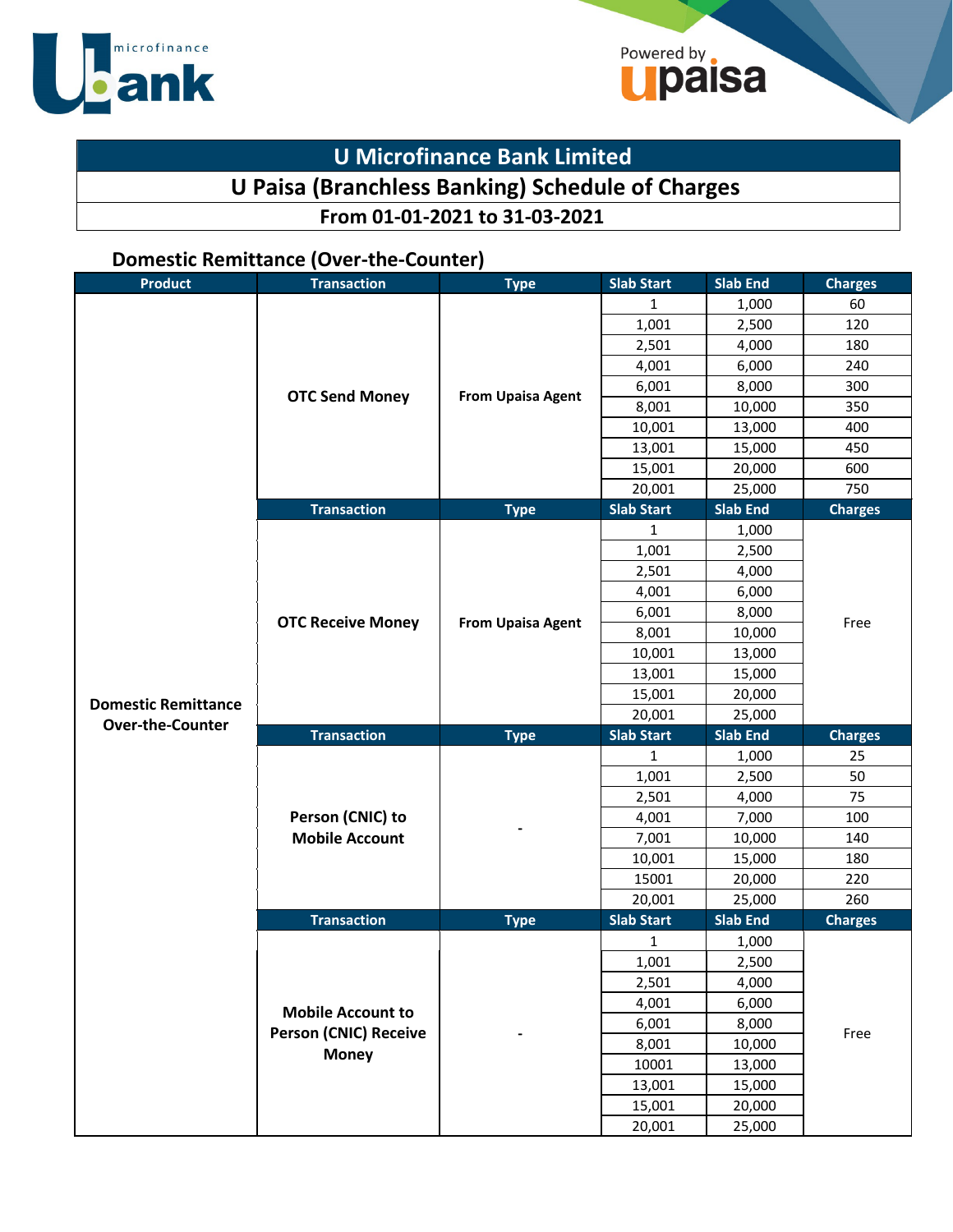# U Microfinance Bank Limited

## U Paisa (Branchless Banking) Schedule of Charges

### From 01-01-2021 to 31-03-2021

### Domestic Remittance (Over-the-Counter)

| Product | Transaction | Type | Slab Start | Slab End | Charges |
|---|---|---|---|---|---|
| Domestic Remittance Over-the-Counter | OTC Send Money | From Upaisa Agent | 1 | 1,000 | 60 |
| | | | 1,001 | 2,500 | 120 |
| | | | 2,501 | 4,000 | 180 |
| | | | 4,001 | 6,000 | 240 |
| | | | 6,001 | 8,000 | 300 |
| | | | 8,001 | 10,000 | 350 |
| | | | 10,001 | 13,000 | 400 |
| | | | 13,001 | 15,000 | 450 |
| | | | 15,001 | 20,000 | 600 |
| | | | 20,001 | 25,000 | 750 |
| | **Transaction** | **Type** | **Slab Start** | **Slab End** | **Charges** |
| | OTC Receive Money | From Upaisa Agent | 1 | 1,000 | Free |
| | | | 1,001 | 2,500 | |
| | | | 2,501 | 4,000 | |
| | | | 4,001 | 6,000 | |
| | | | 6,001 | 8,000 | |
| | | | 8,001 | 10,000 | |
| | | | 10,001 | 13,000 | |
| | | | 13,001 | 15,000 | |
| | | | 15,001 | 20,000 | |
| | | | 20,001 | 25,000 | |
| | **Transaction** | **Type** | **Slab Start** | **Slab End** | **Charges** |
| | Person (CNIC) to Mobile Account | - | 1 | 1,000 | 25 |
| | | | 1,001 | 2,500 | 50 |
| | | | 2,501 | 4,000 | 75 |
| | | | 4,001 | 7,000 | 100 |
| | | | 7,001 | 10,000 | 140 |
| | | | 10,001 | 15,000 | 180 |
| | | | 15001 | 20,000 | 220 |
| | | | 20,001 | 25,000 | 260 |
| | **Transaction** | **Type** | **Slab Start** | **Slab End** | **Charges** |
| | Mobile Account to Person (CNIC) Receive Money | - | 1 | 1,000 | Free |
| | | | 1,001 | 2,500 | |
| | | | 2,501 | 4,000 | |
| | | | 4,001 | 6,000 | |
| | | | 6,001 | 8,000 | |
| | | | 8,001 | 10,000 | |
| | | | 10001 | 13,000 | |
| | | | 13,001 | 15,000 | |
| | | | 15,001 | 20,000 | |
| | | | 20,001 | 25,000 | |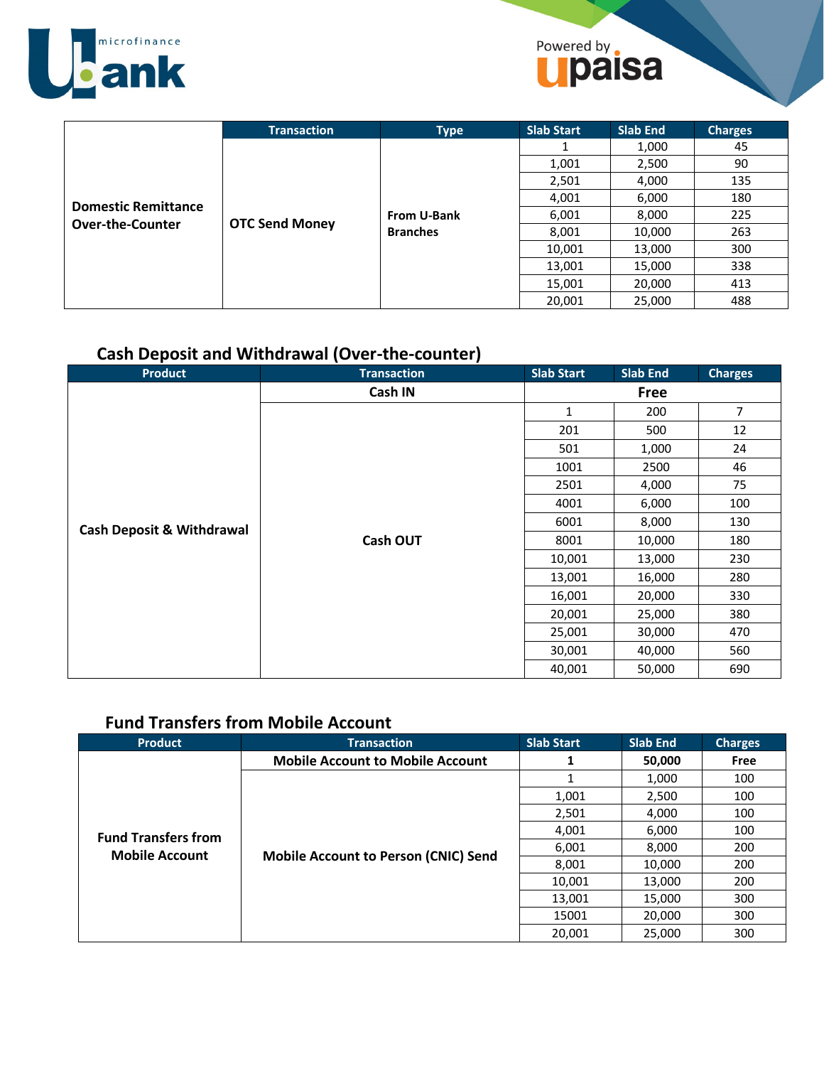| | Transaction | Type | Slab Start | Slab End | Charges |
|---|---|---|---|---|---|
| **Domestic Remittance Over-the-Counter** | **OTC Send Money** | **From U-Bank Branches** | 1 | 1,000 | 45 |
| | | | 1,001 | 2,500 | 90 |
| | | | 2,501 | 4,000 | 135 |
| | | | 4,001 | 6,000 | 180 |
| | | | 6,001 | 8,000 | 225 |
| | | | 8,001 | 10,000 | 263 |
| | | | 10,001 | 13,000 | 300 |
| | | | 13,001 | 15,000 | 338 |
| | | | 15,001 | 20,000 | 413 |
| | | | 20,001 | 25,000 | 488 |

## Cash Deposit and Withdrawal (Over-the-counter)

| Product | Transaction | Slab Start | Slab End | Charges |
|---|---|---|---|---|
| **Cash Deposit & Withdrawal** | **Cash IN** | **Free** | | |
| | **Cash OUT** | 1 | 200 | 7 |
| | | 201 | 500 | 12 |
| | | 501 | 1,000 | 24 |
| | | 1001 | 2500 | 46 |
| | | 2501 | 4,000 | 75 |
| | | 4001 | 6,000 | 100 |
| | | 6001 | 8,000 | 130 |
| | | 8001 | 10,000 | 180 |
| | | 10,001 | 13,000 | 230 |
| | | 13,001 | 16,000 | 280 |
| | | 16,001 | 20,000 | 330 |
| | | 20,001 | 25,000 | 380 |
| | | 25,001 | 30,000 | 470 |
| | | 30,001 | 40,000 | 560 |
| | | 40,001 | 50,000 | 690 |

## Fund Transfers from Mobile Account

| Product | Transaction | Slab Start | Slab End | Charges |
|---|---|---|---|---|
| **Fund Transfers from Mobile Account** | **Mobile Account to Mobile Account** | **1** | **50,000** | **Free** |
| | **Mobile Account to Person (CNIC) Send** | 1 | 1,000 | 100 |
| | | 1,001 | 2,500 | 100 |
| | | 2,501 | 4,000 | 100 |
| | | 4,001 | 6,000 | 100 |
| | | 6,001 | 8,000 | 200 |
| | | 8,001 | 10,000 | 200 |
| | | 10,001 | 13,000 | 200 |
| | | 13,001 | 15,000 | 300 |
| | | 15001 | 20,000 | 300 |
| | | 20,001 | 25,000 | 300 |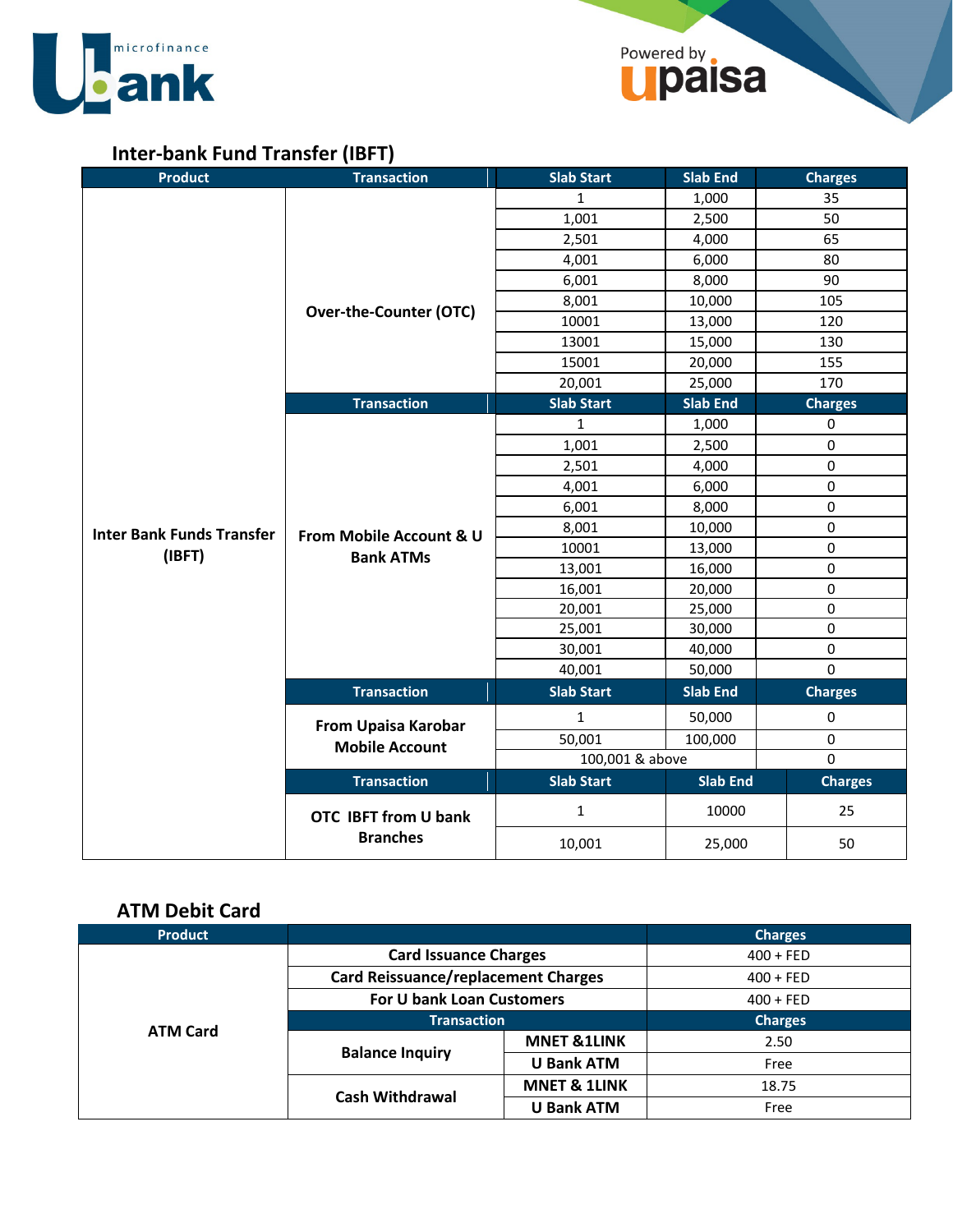## Inter-bank Fund Transfer (IBFT)

| Product | Transaction | Slab Start | Slab End | Charges |
|---|---|---|---|---|
| Inter Bank Funds Transfer (IBFT) | Over-the-Counter (OTC) | 1 | 1,000 | 35 |
| | | 1,001 | 2,500 | 50 |
| | | 2,501 | 4,000 | 65 |
| | | 4,001 | 6,000 | 80 |
| | | 6,001 | 8,000 | 90 |
| | | 8,001 | 10,000 | 105 |
| | | 10001 | 13,000 | 120 |
| | | 13001 | 15,000 | 130 |
| | | 15001 | 20,000 | 155 |
| | | 20,001 | 25,000 | 170 |
| | **Transaction** | **Slab Start** | **Slab End** | **Charges** |
| | From Mobile Account & U Bank ATMs | 1 | 1,000 | 0 |
| | | 1,001 | 2,500 | 0 |
| | | 2,501 | 4,000 | 0 |
| | | 4,001 | 6,000 | 0 |
| | | 6,001 | 8,000 | 0 |
| | | 8,001 | 10,000 | 0 |
| | | 10001 | 13,000 | 0 |
| | | 13,001 | 16,000 | 0 |
| | | 16,001 | 20,000 | 0 |
| | | 20,001 | 25,000 | 0 |
| | | 25,001 | 30,000 | 0 |
| | | 30,001 | 40,000 | 0 |
| | | 40,001 | 50,000 | 0 |
| | **Transaction** | **Slab Start** | **Slab End** | **Charges** |
| | From Upaisa Karobar Mobile Account | 1 | 50,000 | 0 |
| | | 50,001 | 100,000 | 0 |
| | | 100,001 & above | | 0 |
| | **Transaction** | **Slab Start** | **Slab End** | **Charges** |
| | OTC IBFT from U bank Branches | 1 | 10000 | 25 |
| | | 10,001 | 25,000 | 50 |

## ATM Debit Card

| Product | | | Charges |
|---|---|---|---|
| ATM Card | Card Issuance Charges | | 400 + FED |
| | Card Reissuance/replacement Charges | | 400 + FED |
| | For U bank Loan Customers | | 400 + FED |
| | **Transaction** | | **Charges** |
| | Balance Inquiry | MNET &1LINK | 2.50 |
| | | U Bank ATM | Free |
| | Cash Withdrawal | MNET & 1LINK | 18.75 |
| | | U Bank ATM | Free |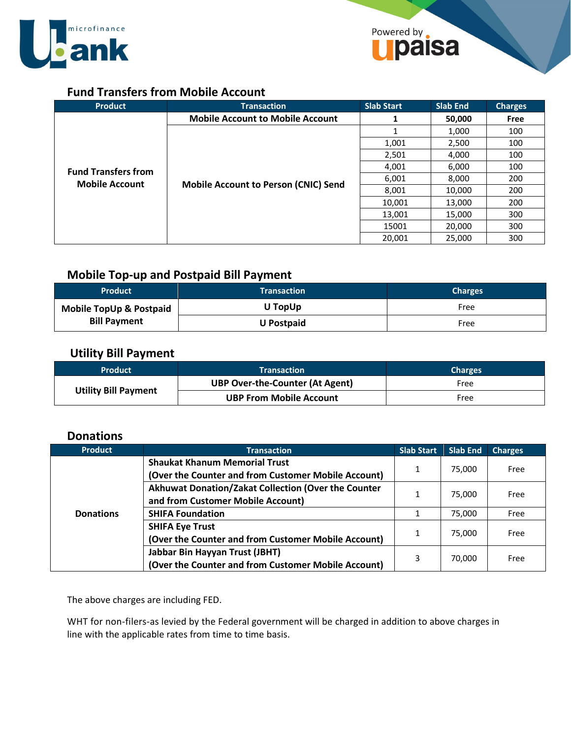## Fund Transfers from Mobile Account

| Product | Transaction | Slab Start | Slab End | Charges |
|---|---|---|---|---|
| Fund Transfers from Mobile Account | **Mobile Account to Mobile Account** | **1** | **50,000** | **Free** |
| | Mobile Account to Person (CNIC) Send | 1 | 1,000 | 100 |
| | | 1,001 | 2,500 | 100 |
| | | 2,501 | 4,000 | 100 |
| | | 4,001 | 6,000 | 100 |
| | | 6,001 | 8,000 | 200 |
| | | 8,001 | 10,000 | 200 |
| | | 10,001 | 13,000 | 200 |
| | | 13,001 | 15,000 | 300 |
| | | 15001 | 20,000 | 300 |
| | | 20,001 | 25,000 | 300 |

## Mobile Top-up and Postpaid Bill Payment

| Product | Transaction | Charges |
|---|---|---|
| Mobile TopUp & Postpaid Bill Payment | U TopUp | Free |
| | U Postpaid | Free |

## Utility Bill Payment

| Product | Transaction | Charges |
|---|---|---|
| Utility Bill Payment | UBP Over-the-Counter (At Agent) | Free |
| | UBP From Mobile Account | Free |

## Donations

| Product | Transaction | Slab Start | Slab End | Charges |
|---|---|---|---|---|
| Donations | Shaukat Khanum Memorial Trust (Over the Counter and from Customer Mobile Account) | 1 | 75,000 | Free |
| | Akhuwat Donation/Zakat Collection (Over the Counter and from Customer Mobile Account) | 1 | 75,000 | Free |
| | SHIFA Foundation | 1 | 75,000 | Free |
| | SHIFA Eye Trust (Over the Counter and from Customer Mobile Account) | 1 | 75,000 | Free |
| | Jabbar Bin Hayyan Trust (JBHT) (Over the Counter and from Customer Mobile Account) | 3 | 70,000 | Free |

The above charges are including FED.

WHT for non-filers-as levied by the Federal government will be charged in addition to above charges in line with the applicable rates from time to time basis.